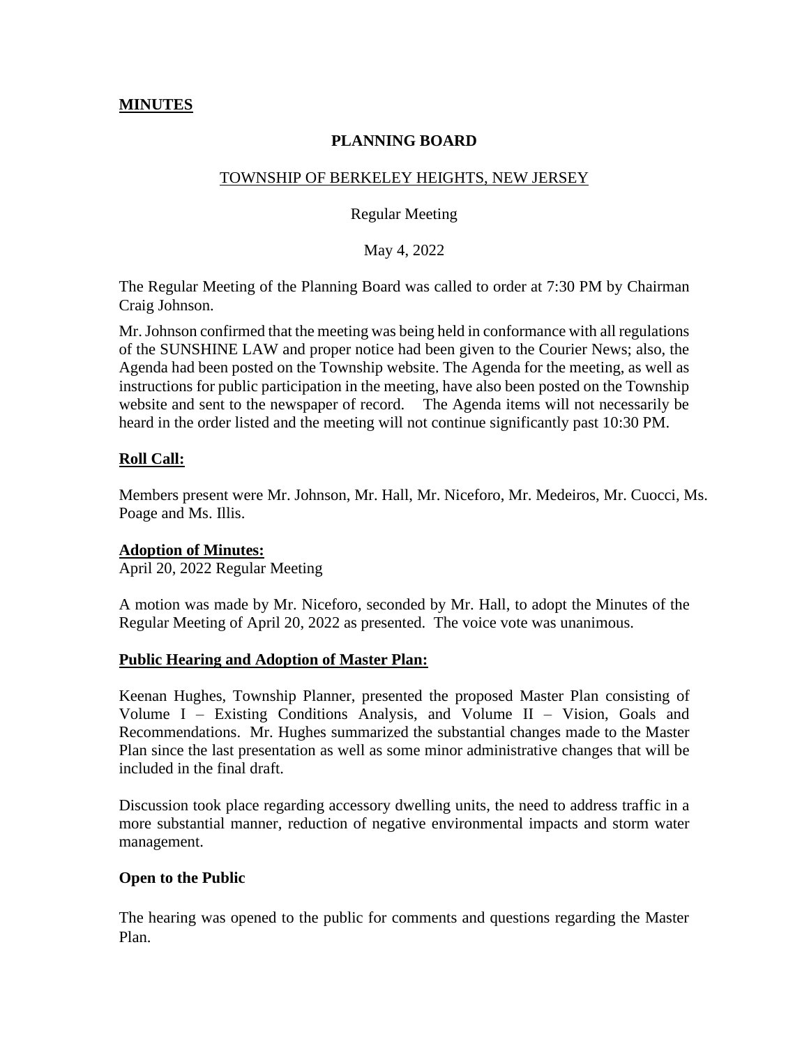**MINUTES**

## PLANNING BOARD

TOWNSHIP OF BERKELEY HEIGHTS, NEW JERSEY

Regular Meeting

May 4, 2022

The Regular Meeting of the Planning Board was called to order at 7:30 PM by Chairman Craig Johnson.

Mr. Johnson confirmed that the meeting was being held in conformance with all regulations of the SUNSHINE LAW and proper notice had been given to the Courier News; also, the Agenda had been posted on the Township website. The Agenda for the meeting, as well as instructions for public participation in the meeting, have also been posted on the Township website and sent to the newspaper of record. The Agenda items will not necessarily be heard in the order listed and the meeting will not continue significantly past 10:30 PM.

**Roll Call:**

Members present were Mr. Johnson, Mr. Hall, Mr. Niceforo, Mr. Medeiros, Mr. Cuocci, Ms. Poage and Ms. Illis.

**Adoption of Minutes:**
April 20, 2022 Regular Meeting

A motion was made by Mr. Niceforo, seconded by Mr. Hall, to adopt the Minutes of the Regular Meeting of April 20, 2022 as presented. The voice vote was unanimous.

**Public Hearing and Adoption of Master Plan:**

Keenan Hughes, Township Planner, presented the proposed Master Plan consisting of Volume I – Existing Conditions Analysis, and Volume II – Vision, Goals and Recommendations. Mr. Hughes summarized the substantial changes made to the Master Plan since the last presentation as well as some minor administrative changes that will be included in the final draft.

Discussion took place regarding accessory dwelling units, the need to address traffic in a more substantial manner, reduction of negative environmental impacts and storm water management.

**Open to the Public**

The hearing was opened to the public for comments and questions regarding the Master Plan.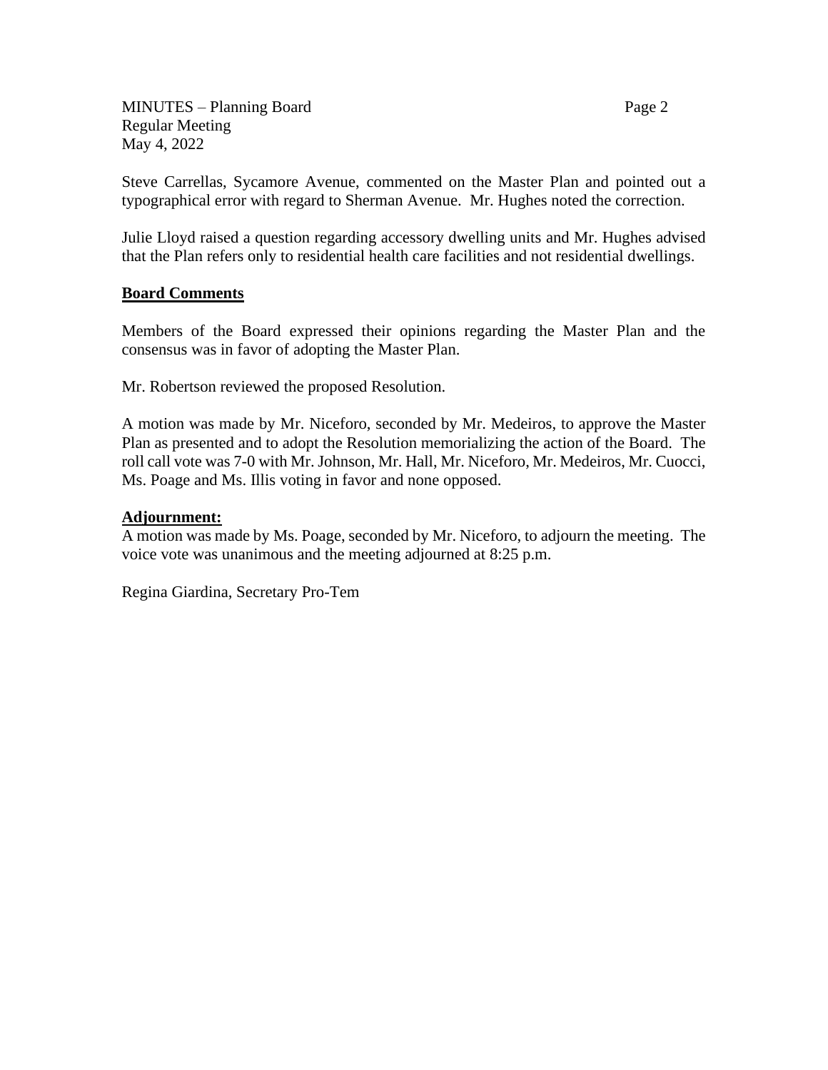Steve Carrellas, Sycamore Avenue, commented on the Master Plan and pointed out a typographical error with regard to Sherman Avenue. Mr. Hughes noted the correction.

Julie Lloyd raised a question regarding accessory dwelling units and Mr. Hughes advised that the Plan refers only to residential health care facilities and not residential dwellings.

**Board Comments**

Members of the Board expressed their opinions regarding the Master Plan and the consensus was in favor of adopting the Master Plan.

Mr. Robertson reviewed the proposed Resolution.

A motion was made by Mr. Niceforo, seconded by Mr. Medeiros, to approve the Master Plan as presented and to adopt the Resolution memorializing the action of the Board. The roll call vote was 7-0 with Mr. Johnson, Mr. Hall, Mr. Niceforo, Mr. Medeiros, Mr. Cuocci, Ms. Poage and Ms. Illis voting in favor and none opposed.

**Adjournment:**

A motion was made by Ms. Poage, seconded by Mr. Niceforo, to adjourn the meeting. The voice vote was unanimous and the meeting adjourned at 8:25 p.m.

Regina Giardina, Secretary Pro-Tem